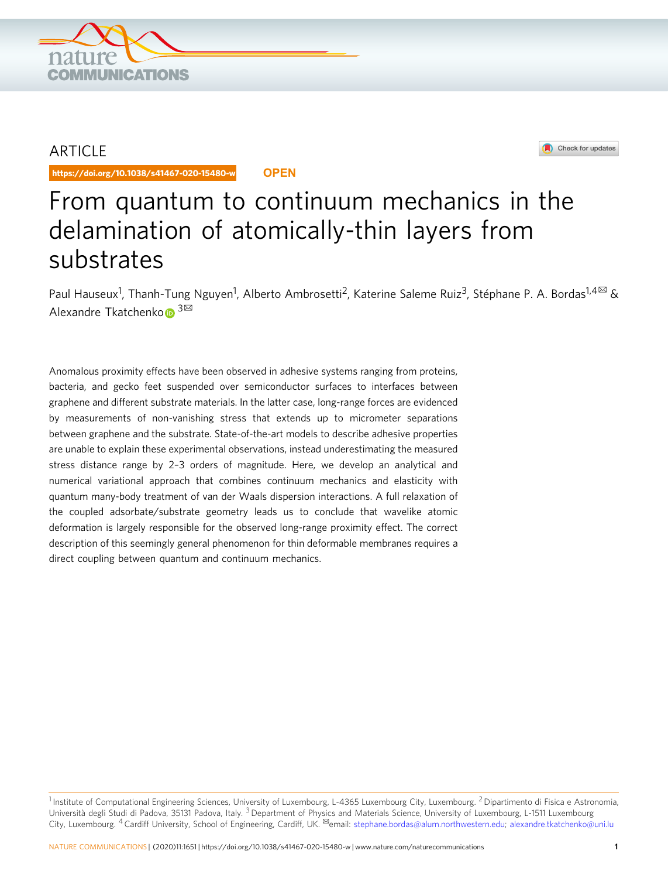ARTICLE

https://doi.org/10.1038/s41467-020-15480-w OPEN

# From quantum to continuum mechanics in the delamination of atomically-thin layers from substrates

Paul Hauseux[1], Thanh-Tung Nguyen[1], Alberto Ambrosetti[2], Katerine Saleme Ruiz[3], Stéphane P. A. Bordas[1,4] & Alexandre Tkatchenko[3]

Anomalous proximity effects have been observed in adhesive systems ranging from proteins, bacteria, and gecko feet suspended over semiconductor surfaces to interfaces between graphene and different substrate materials. In the latter case, long-range forces are evidenced by measurements of non-vanishing stress that extends up to micrometer separations between graphene and the substrate. State-of-the-art models to describe adhesive properties are unable to explain these experimental observations, instead underestimating the measured stress distance range by 2–3 orders of magnitude. Here, we develop an analytical and numerical variational approach that combines continuum mechanics and elasticity with quantum many-body treatment of van der Waals dispersion interactions. A full relaxation of the coupled adsorbate/substrate geometry leads us to conclude that wavelike atomic deformation is largely responsible for the observed long-range proximity effect. The correct description of this seemingly general phenomenon for thin deformable membranes requires a direct coupling between quantum and continuum mechanics.

[1] Institute of Computational Engineering Sciences, University of Luxembourg, L-4365 Luxembourg City, Luxembourg. [2] Dipartimento di Fisica e Astronomia, Università degli Studi di Padova, 35131 Padova, Italy. [3] Department of Physics and Materials Science, University of Luxembourg, L-1511 Luxembourg City, Luxembourg. [4] Cardiff University, School of Engineering, Cardiff, UK. email: stephane.bordas@alum.northwestern.edu; alexandre.tkatchenko@uni.lu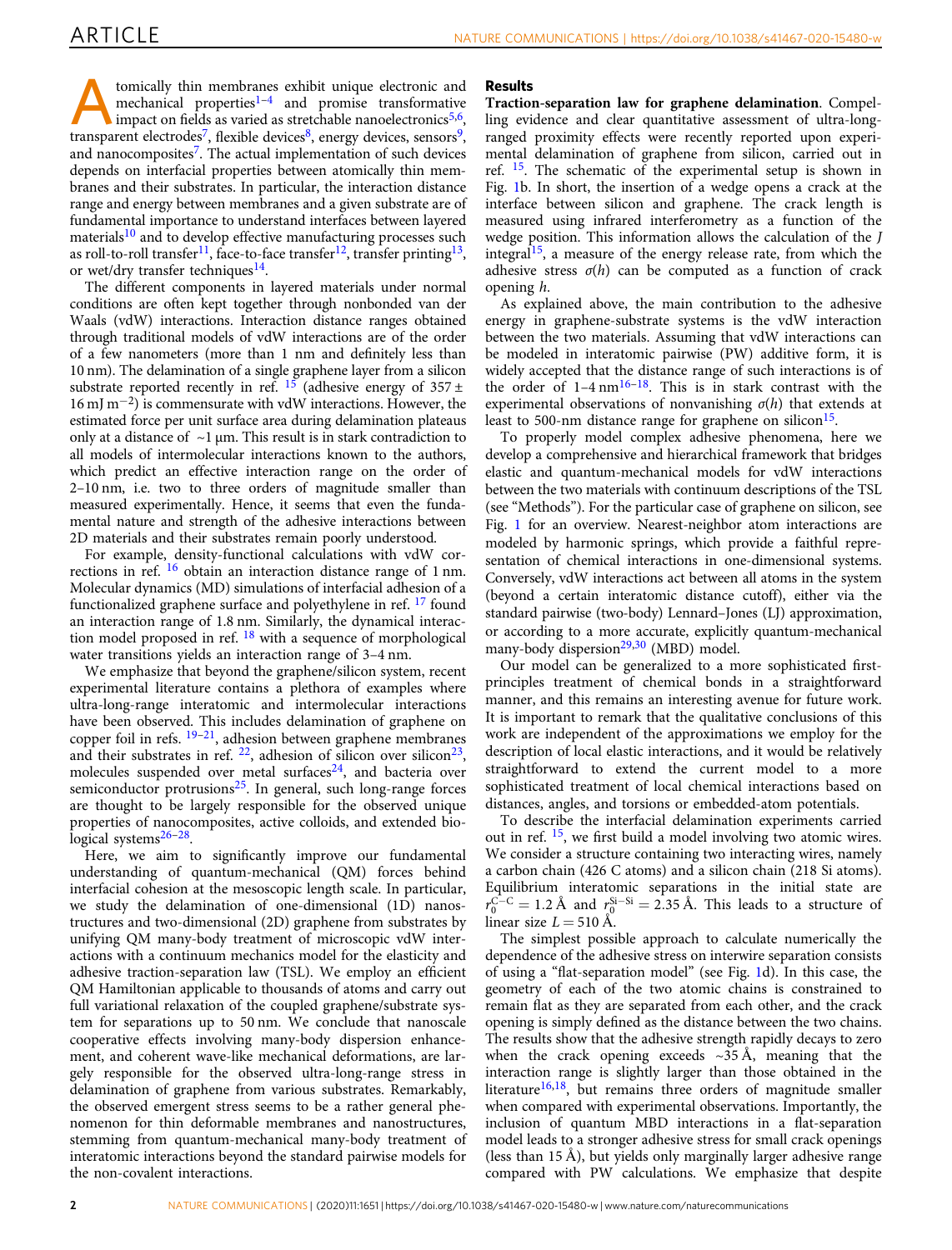Atomically thin membranes exhibit unique electronic and mechanical properties[1–4] and promise transformative impact on fields as varied as stretchable nanoelectronics[5,6], transparent electrodes[7], flexible devices[8], energy devices, sensors[9], and nanocomposites[7]. The actual implementation of such devices depends on interfacial properties between atomically thin membranes and their substrates. In particular, the interaction distance range and energy between membranes and a given substrate are of fundamental importance to understand interfaces between layered materials[10] and to develop effective manufacturing processes such as roll-to-roll transfer[11], face-to-face transfer[12], transfer printing[13], or wet/dry transfer techniques[14].

The different components in layered materials under normal conditions are often kept together through nonbonded van der Waals (vdW) interactions. Interaction distance ranges obtained through traditional models of vdW interactions are of the order of a few nanometers (more than 1 nm and definitely less than 10 nm). The delamination of a single graphene layer from a silicon substrate reported recently in ref. [15] (adhesive energy of $357 \pm 16\,\mathrm{mJ\,m^{-2}}$) is commensurate with vdW interactions. However, the estimated force per unit surface area during delamination plateaus only at a distance of ~1 μm. This result is in stark contradiction to all models of intermolecular interactions known to the authors, which predict an effective interaction range on the order of 2–10 nm, i.e. two to three orders of magnitude smaller than measured experimentally. Hence, it seems that even the fundamental nature and strength of the adhesive interactions between 2D materials and their substrates remain poorly understood.

For example, density-functional calculations with vdW corrections in ref. [16] obtain an interaction distance range of 1 nm. Molecular dynamics (MD) simulations of interfacial adhesion of a functionalized graphene surface and polyethylene in ref. [17] found an interaction range of 1.8 nm. Similarly, the dynamical interaction model proposed in ref. [18] with a sequence of morphological water transitions yields an interaction range of 3–4 nm.

We emphasize that beyond the graphene/silicon system, recent experimental literature contains a plethora of examples where ultra-long-range interatomic and intermolecular interactions have been observed. This includes delamination of graphene on copper foil in refs. [19–21], adhesion between graphene membranes and their substrates in ref. [22], adhesion of silicon over silicon[23], molecules suspended over metal surfaces[24], and bacteria over semiconductor protrusions[25]. In general, such long-range forces are thought to be largely responsible for the observed unique properties of nanocomposites, active colloids, and extended biological systems[26–28].

Here, we aim to significantly improve our fundamental understanding of quantum-mechanical (QM) forces behind interfacial cohesion at the mesoscopic length scale. In particular, we study the delamination of one-dimensional (1D) nanostructures and two-dimensional (2D) graphene from substrates by unifying QM many-body treatment of microscopic vdW interactions with a continuum mechanics model for the elasticity and adhesive traction-separation law (TSL). We employ an efficient QM Hamiltonian applicable to thousands of atoms and carry out full variational relaxation of the coupled graphene/substrate system for separations up to 50 nm. We conclude that nanoscale cooperative effects involving many-body dispersion enhancement, and coherent wave-like mechanical deformations, are largely responsible for the observed ultra-long-range stress in delamination of graphene from various substrates. Remarkably, the observed emergent stress seems to be a rather general phenomenon for thin deformable membranes and nanostructures, stemming from quantum-mechanical many-body treatment of interatomic interactions beyond the standard pairwise models for the non-covalent interactions.

## Results

**Traction-separation law for graphene delamination**. Compelling evidence and clear quantitative assessment of ultra-long-ranged proximity effects were recently reported upon experimental delamination of graphene from silicon, carried out in ref. [15]. The schematic of the experimental setup is shown in Fig. 1b. In short, the insertion of a wedge opens a crack at the interface between silicon and graphene. The crack length is measured using infrared interferometry as a function of the wedge position. This information allows the calculation of the $J$ integral[15], a measure of the energy release rate, from which the adhesive stress $\sigma(h)$ can be computed as a function of crack opening $h$.

As explained above, the main contribution to the adhesive energy in graphene-substrate systems is the vdW interaction between the two materials. Assuming that vdW interactions can be modeled in interatomic pairwise (PW) additive form, it is widely accepted that the distance range of such interactions is of the order of 1–4 nm[16–18]. This is in stark contrast with the experimental observations of nonvanishing $\sigma(h)$ that extends at least to 500-nm distance range for graphene on silicon[15].

To properly model complex adhesive phenomena, here we develop a comprehensive and hierarchical framework that bridges elastic and quantum-mechanical models for vdW interactions between the two materials with continuum descriptions of the TSL (see "Methods"). For the particular case of graphene on silicon, see Fig. 1 for an overview. Nearest-neighbor atom interactions are modeled by harmonic springs, which provide a faithful representation of chemical interactions in one-dimensional systems. Conversely, vdW interactions act between all atoms in the system (beyond a certain interatomic distance cutoff), either via the standard pairwise (two-body) Lennard–Jones (LJ) approximation, or according to a more accurate, explicitly quantum-mechanical many-body dispersion[29,30] (MBD) model.

Our model can be generalized to a more sophisticated first-principles treatment of chemical bonds in a straightforward manner, and this remains an interesting avenue for future work. It is important to remark that the qualitative conclusions of this work are independent of the approximations we employ for the description of local elastic interactions, and it would be relatively straightforward to extend the current model to a more sophisticated treatment of local chemical interactions based on distances, angles, and torsions or embedded-atom potentials.

To describe the interfacial delamination experiments carried out in ref. [15], we first build a model involving two atomic wires. We consider a structure containing two interacting wires, namely a carbon chain (426 C atoms) and a silicon chain (218 Si atoms). Equilibrium interatomic separations in the initial state are $r_0^{\mathrm{C-C}} = 1.2$ Å and $r_0^{\mathrm{Si-Si}} = 2.35$ Å. This leads to a structure of linear size $L = 510$ Å.

The simplest possible approach to calculate numerically the dependence of the adhesive stress on interwire separation consists of using a "flat-separation model" (see Fig. 1d). In this case, the geometry of each of the two atomic chains is constrained to remain flat as they are separated from each other, and the crack opening is simply defined as the distance between the two chains. The results show that the adhesive strength rapidly decays to zero when the crack opening exceeds ~35 Å, meaning that the interaction range is slightly larger than those obtained in the literature[16,18], but remains three orders of magnitude smaller when compared with experimental observations. Importantly, the inclusion of quantum MBD interactions in a flat-separation model leads to a stronger adhesive stress for small crack openings (less than 15 Å), but yields only marginally larger adhesive range compared with PW calculations. We emphasize that despite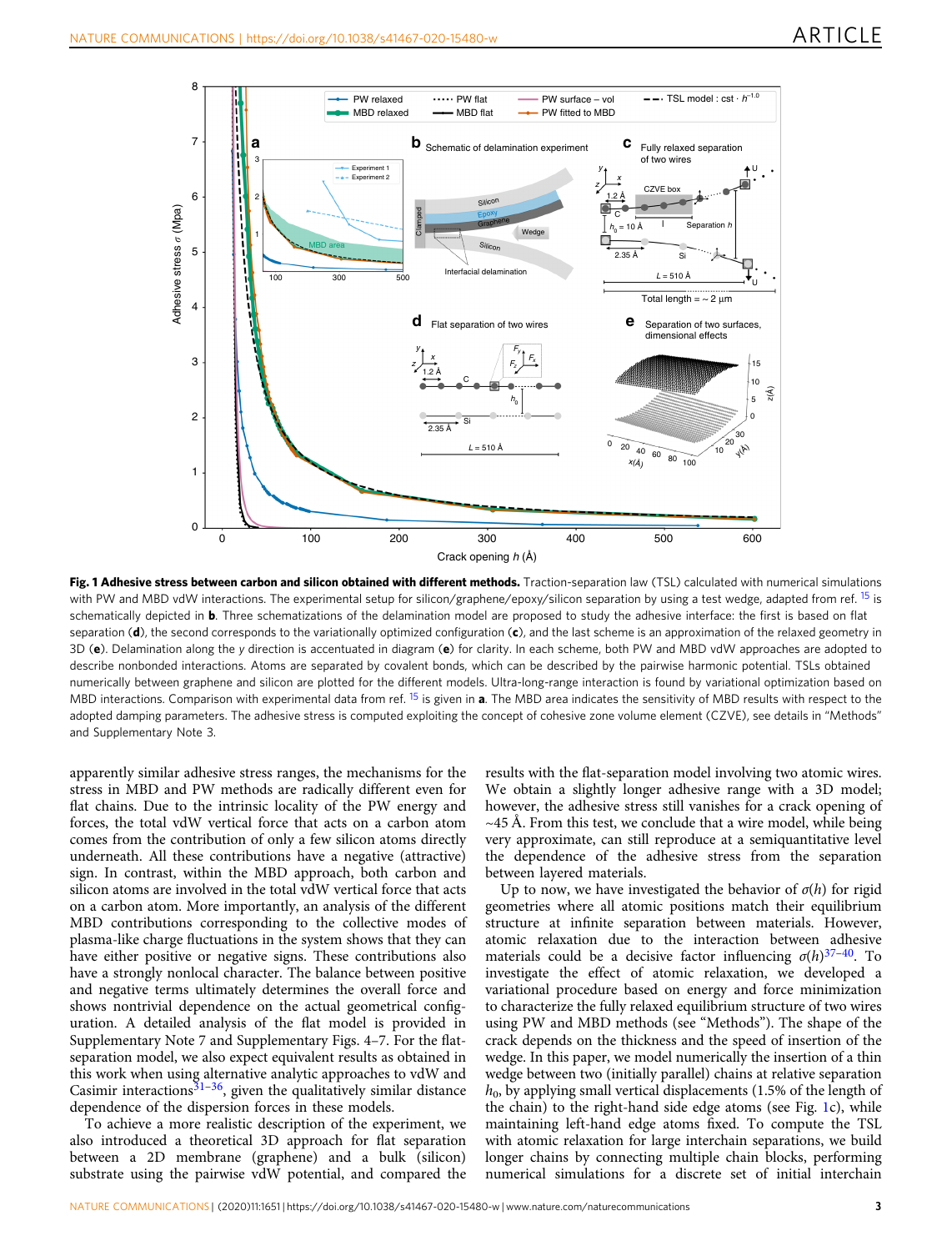Adhesive stress σ (Mpa)

Crack opening h (Å)

PW relaxed
MBD relaxed
PW flat
MBD flat
PW surface – vol
PW fitted to MBD
TSL model : cst · $h^{-1.0}$

a
Experiment 1
Experiment 2
MBD area

b Schematic of delamination experiment
Clamped
Silicon
Epoxy
Graphene
Wedge
Silicon
Interfacial delamination

c Fully relaxed separation of two wires
CZVE box
1.2 Å
C
$h_0$ = 10 Å
Separation h
2.35 Å
Si
L = 510 Å
Total length = ~ 2 μm
U

d Flat separation of two wires
1.2 Å
C
$F_y$
$F_x$
$F_z$
$h_0$
Si
2.35 Å
L = 510 Å

e Separation of two surfaces, dimensional effects
x(Å)
y(Å)
z(Å)

**Fig. 1 Adhesive stress between carbon and silicon obtained with different methods.** Traction-separation law (TSL) calculated with numerical simulations with PW and MBD vdW interactions. The experimental setup for silicon/graphene/epoxy/silicon separation by using a test wedge, adapted from ref. [15] is schematically depicted in **b**. Three schematizations of the delamination model are proposed to study the adhesive interface: the first is based on flat separation (**d**), the second corresponds to the variationally optimized configuration (**c**), and the last scheme is an approximation of the relaxed geometry in 3D (**e**). Delamination along the y direction is accentuated in diagram (**e**) for clarity. In each scheme, both PW and MBD vdW approaches are adopted to describe nonbonded interactions. Atoms are separated by covalent bonds, which can be described by the pairwise harmonic potential. TSLs obtained numerically between graphene and silicon are plotted for the different models. Ultra-long-range interaction is found by variational optimization based on MBD interactions. Comparison with experimental data from ref. [15] is given in **a**. The MBD area indicates the sensitivity of MBD results with respect to the adopted damping parameters. The adhesive stress is computed exploiting the concept of cohesive zone volume element (CZVE), see details in "Methods" and Supplementary Note 3.

apparently similar adhesive stress ranges, the mechanisms for the stress in MBD and PW methods are radically different even for flat chains. Due to the intrinsic locality of the PW energy and forces, the total vdW vertical force that acts on a carbon atom comes from the contribution of only a few silicon atoms directly underneath. All these contributions have a negative (attractive) sign. In contrast, within the MBD approach, both carbon and silicon atoms are involved in the total vdW vertical force that acts on a carbon atom. More importantly, an analysis of the different MBD contributions corresponding to the collective modes of plasma-like charge fluctuations in the system shows that they can have either positive or negative signs. These contributions also have a strongly nonlocal character. The balance between positive and negative terms ultimately determines the overall force and shows nontrivial dependence on the actual geometrical configuration. A detailed analysis of the flat model is provided in Supplementary Note 7 and Supplementary Figs. 4–7. For the flat-separation model, we also expect equivalent results as obtained in this work when using alternative analytic approaches to vdW and Casimir interactions[31–36], given the qualitatively similar distance dependence of the dispersion forces in these models.

To achieve a more realistic description of the experiment, we also introduced a theoretical 3D approach for flat separation between a 2D membrane (graphene) and a bulk (silicon) substrate using the pairwise vdW potential, and compared the results with the flat-separation model involving two atomic wires. We obtain a slightly longer adhesive range with a 3D model; however, the adhesive stress still vanishes for a crack opening of ~45 Å. From this test, we conclude that a wire model, while being very approximate, can still reproduce at a semiquantitative level the dependence of the adhesive stress from the separation between layered materials.

Up to now, we have investigated the behavior of $\sigma(h)$ for rigid geometries where all atomic positions match their equilibrium structure at infinite separation between materials. However, atomic relaxation due to the interaction between adhesive materials could be a decisive factor influencing $\sigma(h)$[37–40]. To investigate the effect of atomic relaxation, we developed a variational procedure based on energy and force minimization to characterize the fully relaxed equilibrium structure of two wires using PW and MBD methods (see "Methods"). The shape of the crack depends on the thickness and the speed of insertion of the wedge. In this paper, we model numerically the insertion of a thin wedge between two (initially parallel) chains at relative separation $h_0$, by applying small vertical displacements (1.5% of the length of the chain) to the right-hand side edge atoms (see Fig. 1c), while maintaining left-hand edge atoms fixed. To compute the TSL with atomic relaxation for large interchain separations, we build longer chains by connecting multiple chain blocks, performing numerical simulations for a discrete set of initial interchain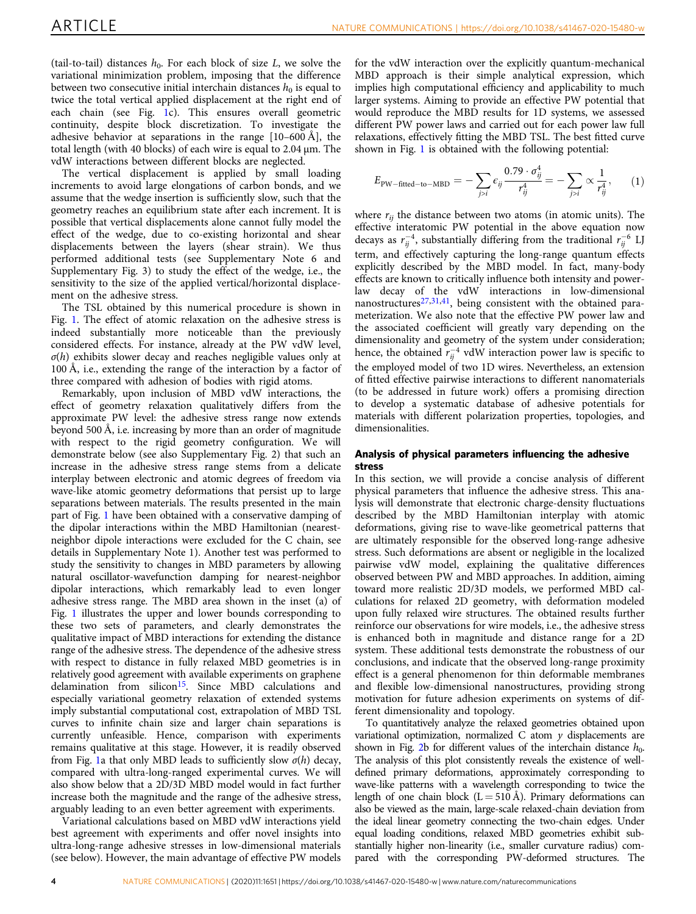(tail-to-tail) distances $h_0$. For each block of size $L$, we solve the variational minimization problem, imposing that the difference between two consecutive initial interchain distances $h_0$ is equal to twice the total vertical applied displacement at the right end of each chain (see Fig. 1c). This ensures overall geometric continuity, despite block discretization. To investigate the adhesive behavior at separations in the range [10–600 Å], the total length (with 40 blocks) of each wire is equal to 2.04 μm. The vdW interactions between different blocks are neglected.

The vertical displacement is applied by small loading increments to avoid large elongations of carbon bonds, and we assume that the wedge insertion is sufficiently slow, such that the geometry reaches an equilibrium state after each increment. It is possible that vertical displacements alone cannot fully model the effect of the wedge, due to co-existing horizontal and shear displacements between the layers (shear strain). We thus performed additional tests (see Supplementary Note 6 and Supplementary Fig. 3) to study the effect of the wedge, i.e., the sensitivity to the size of the applied vertical/horizontal displacement on the adhesive stress.

The TSL obtained by this numerical procedure is shown in Fig. 1. The effect of atomic relaxation on the adhesive stress is indeed substantially more noticeable than the previously considered effects. For instance, already at the PW vdW level, $\sigma(h)$ exhibits slower decay and reaches negligible values only at 100 Å, i.e., extending the range of the interaction by a factor of three compared with adhesion of bodies with rigid atoms.

Remarkably, upon inclusion of MBD vdW interactions, the effect of geometry relaxation qualitatively differs from the approximate PW level: the adhesive stress range now extends beyond 500 Å, i.e. increasing by more than an order of magnitude with respect to the rigid geometry configuration. We will demonstrate below (see also Supplementary Fig. 2) that such an increase in the adhesive stress range stems from a delicate interplay between electronic and atomic degrees of freedom via wave-like atomic geometry deformations that persist up to large separations between materials. The results presented in the main part of Fig. 1 have been obtained with a conservative damping of the dipolar interactions within the MBD Hamiltonian (nearest-neighbor dipole interactions were excluded for the C chain, see details in Supplementary Note 1). Another test was performed to study the sensitivity to changes in MBD parameters by allowing natural oscillator-wavefunction damping for nearest-neighbor dipolar interactions, which remarkably lead to even longer adhesive stress range. The MBD area shown in the inset (a) of Fig. 1 illustrates the upper and lower bounds corresponding to these two sets of parameters, and clearly demonstrates the qualitative impact of MBD interactions for extending the distance range of the adhesive stress. The dependence of the adhesive stress with respect to distance in fully relaxed MBD geometries is in relatively good agreement with available experiments on graphene delamination from silicon[15]. Since MBD calculations and especially variational geometry relaxation of extended systems imply substantial computational cost, extrapolation of MBD TSL curves to infinite chain size and larger chain separations is currently unfeasible. Hence, comparison with experiments remains qualitative at this stage. However, it is readily observed from Fig. 1a that only MBD leads to sufficiently slow $\sigma(h)$ decay, compared with ultra-long-ranged experimental curves. We will also show below that a 2D/3D MBD model would in fact further increase both the magnitude and the range of the adhesive stress, arguably leading to an even better agreement with experiments.

Variational calculations based on MBD vdW interactions yield best agreement with experiments and offer novel insights into ultra-long-range adhesive stresses in low-dimensional materials (see below). However, the main advantage of effective PW models for the vdW interaction over the explicitly quantum-mechanical MBD approach is their simple analytical expression, which implies high computational efficiency and applicability to much larger systems. Aiming to provide an effective PW potential that would reproduce the MBD results for 1D systems, we assessed different PW power laws and carried out for each power law full relaxations, effectively fitting the MBD TSL. The best fitted curve shown in Fig. 1 is obtained with the following potential:

$$E_{\mathrm{PW-fitted-to-MBD}} = -\sum_{j>i} \epsilon_{ij} \frac{0.79 \cdot \sigma_{ij}^4}{r_{ij}^4} = -\sum_{j>i} \propto \frac{1}{r_{ij}^4}, \qquad (1)$$

where $r_{ij}$ the distance between two atoms (in atomic units). The effective interatomic PW potential in the above equation now decays as $r_{ij}^{-4}$, substantially differing from the traditional $r_{ij}^{-6}$ LJ term, and effectively capturing the long-range quantum effects explicitly described by the MBD model. In fact, many-body effects are known to critically influence both intensity and power-law decay of the vdW interactions in low-dimensional nanostructures[27,31,41], being consistent with the obtained parameterization. We also note that the effective PW power law and the associated coefficient will greatly vary depending on the dimensionality and geometry of the system under consideration; hence, the obtained $r_{ij}^{-4}$ vdW interaction power law is specific to the employed model of two 1D wires. Nevertheless, an extension of fitted effective pairwise interactions to different nanomaterials (to be addressed in future work) offers a promising direction to develop a systematic database of adhesive potentials for materials with different polarization properties, topologies, and dimensionalities.

## Analysis of physical parameters influencing the adhesive stress

In this section, we will provide a concise analysis of different physical parameters that influence the adhesive stress. This analysis will demonstrate that electronic charge-density fluctuations described by the MBD Hamiltonian interplay with atomic deformations, giving rise to wave-like geometrical patterns that are ultimately responsible for the observed long-range adhesive stress. Such deformations are absent or negligible in the localized pairwise vdW model, explaining the qualitative differences observed between PW and MBD approaches. In addition, aiming toward more realistic 2D/3D models, we performed MBD calculations for relaxed 2D geometry, with deformation modeled upon fully relaxed wire structures. The obtained results further reinforce our observations for wire models, i.e., the adhesive stress is enhanced both in magnitude and distance range for a 2D system. These additional tests demonstrate the robustness of our conclusions, and indicate that the observed long-range proximity effect is a general phenomenon for thin deformable membranes and flexible low-dimensional nanostructures, providing strong motivation for future adhesion experiments on systems of different dimensionality and topology.

To quantitatively analyze the relaxed geometries obtained upon variational optimization, normalized C atom $y$ displacements are shown in Fig. 2b for different values of the interchain distance $h_0$. The analysis of this plot consistently reveals the existence of well-defined primary deformations, approximately corresponding to wave-like patterns with a wavelength corresponding to twice the length of one chain block (L = 510 Å). Primary deformations can also be viewed as the main, large-scale relaxed-chain deviation from the ideal linear geometry connecting the two-chain edges. Under equal loading conditions, relaxed MBD geometries exhibit substantially higher non-linearity (i.e., smaller curvature radius) compared with the corresponding PW-deformed structures. The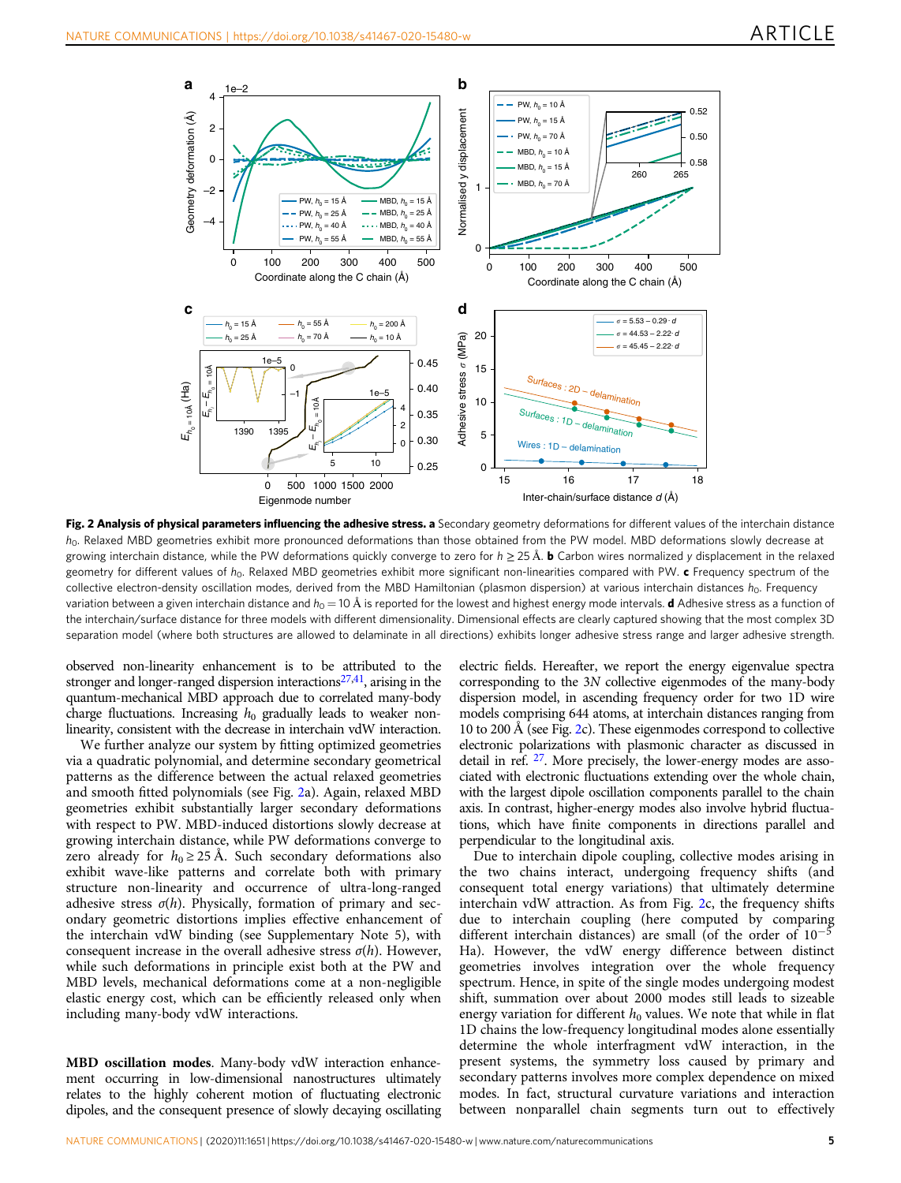**Fig. 2 Analysis of physical parameters influencing the adhesive stress. a** Secondary geometry deformations for different values of the interchain distance $h_0$. Relaxed MBD geometries exhibit more pronounced deformations than those obtained from the PW model. MBD deformations slowly decrease at growing interchain distance, while the PW deformations quickly converge to zero for $h \geq 25$ Å. **b** Carbon wires normalized *y* displacement in the relaxed geometry for different values of $h_0$. Relaxed MBD geometries exhibit more significant non-linearities compared with PW. **c** Frequency spectrum of the collective electron-density oscillation modes, derived from the MBD Hamiltonian (plasmon dispersion) at various interchain distances $h_0$. Frequency variation between a given interchain distance and $h_0 = 10$ Å is reported for the lowest and highest energy mode intervals. **d** Adhesive stress as a function of the interchain/surface distance for three models with different dimensionality. Dimensional effects are clearly captured showing that the most complex 3D separation model (where both structures are allowed to delaminate in all directions) exhibits longer adhesive stress range and larger adhesive strength.

observed non-linearity enhancement is to be attributed to the stronger and longer-ranged dispersion interactions[27,41], arising in the quantum-mechanical MBD approach due to correlated many-body charge fluctuations. Increasing $h_0$ gradually leads to weaker non-linearity, consistent with the decrease in interchain vdW interaction.

We further analyze our system by fitting optimized geometries via a quadratic polynomial, and determine secondary geometrical patterns as the difference between the actual relaxed geometries and smooth fitted polynomials (see Fig. 2a). Again, relaxed MBD geometries exhibit substantially larger secondary deformations with respect to PW. MBD-induced distortions slowly decrease at growing interchain distance, while PW deformations converge to zero already for $h_0 \geq 25$ Å. Such secondary deformations also exhibit wave-like patterns and correlate both with primary structure non-linearity and occurrence of ultra-long-ranged adhesive stress $\sigma(h)$. Physically, formation of primary and secondary geometric distortions implies effective enhancement of the interchain vdW binding (see Supplementary Note 5), with consequent increase in the overall adhesive stress $\sigma(h)$. However, while such deformations in principle exist both at the PW and MBD levels, mechanical deformations come at a non-negligible elastic energy cost, which can be efficiently released only when including many-body vdW interactions.

**MBD oscillation modes**. Many-body vdW interaction enhancement occurring in low-dimensional nanostructures ultimately relates to the highly coherent motion of fluctuating electronic dipoles, and the consequent presence of slowly decaying oscillating electric fields. Hereafter, we report the energy eigenvalue spectra corresponding to the 3*N* collective eigenmodes of the many-body dispersion model, in ascending frequency order for two 1D wire models comprising 644 atoms, at interchain distances ranging from 10 to 200 Å (see Fig. 2c). These eigenmodes correspond to collective electronic polarizations with plasmonic character as discussed in detail in ref. [27]. More precisely, the lower-energy modes are associated with electronic fluctuations extending over the whole chain, with the largest dipole oscillation components parallel to the chain axis. In contrast, higher-energy modes also involve hybrid fluctuations, which have finite components in directions parallel and perpendicular to the longitudinal axis.

Due to interchain dipole coupling, collective modes arising in the two chains interact, undergoing frequency shifts (and consequent total energy variations) that ultimately determine interchain vdW attraction. As from Fig. 2c, the frequency shifts due to interchain coupling (here computed by comparing different interchain distances) are small (of the order of $10^{-5}$ Ha). However, the vdW energy difference between distinct geometries involves integration over the whole frequency spectrum. Hence, in spite of the single modes undergoing modest shift, summation over about 2000 modes still leads to sizeable energy variation for different $h_0$ values. We note that while in flat 1D chains the low-frequency longitudinal modes alone essentially determine the whole interfragment vdW interaction, in the present systems, the symmetry loss caused by primary and secondary patterns involves more complex dependence on mixed modes. In fact, structural curvature variations and interaction between nonparallel chain segments turn out to effectively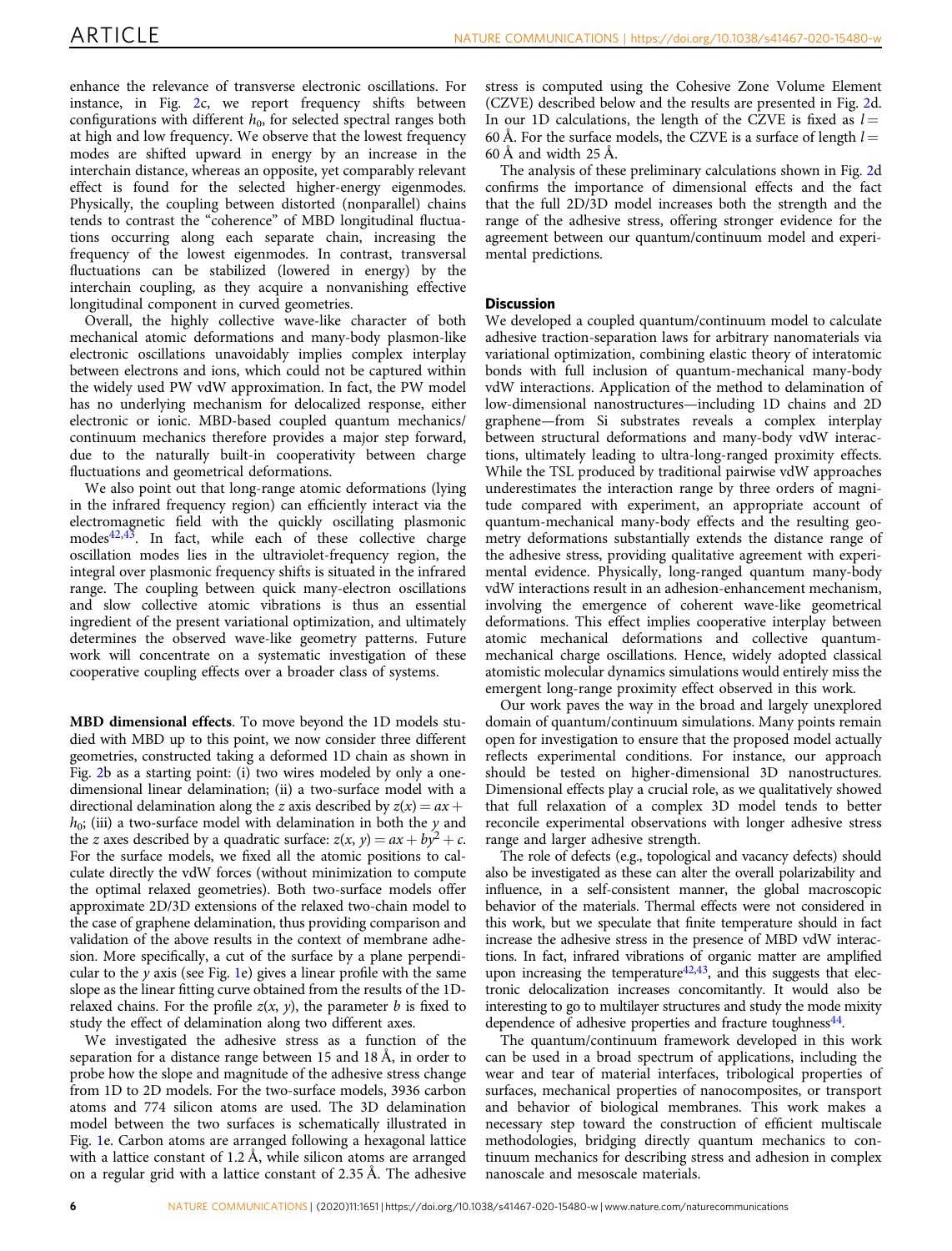enhance the relevance of transverse electronic oscillations. For instance, in Fig. 2c, we report frequency shifts between configurations with different $h_0$, for selected spectral ranges both at high and low frequency. We observe that the lowest frequency modes are shifted upward in energy by an increase in the interchain distance, whereas an opposite, yet comparably relevant effect is found for the selected higher-energy eigenmodes. Physically, the coupling between distorted (nonparallel) chains tends to contrast the "coherence" of MBD longitudinal fluctuations occurring along each separate chain, increasing the frequency of the lowest eigenmodes. In contrast, transversal fluctuations can be stabilized (lowered in energy) by the interchain coupling, as they acquire a nonvanishing effective longitudinal component in curved geometries.

Overall, the highly collective wave-like character of both mechanical atomic deformations and many-body plasmon-like electronic oscillations unavoidably implies complex interplay between electrons and ions, which could not be captured within the widely used PW vdW approximation. In fact, the PW model has no underlying mechanism for delocalized response, either electronic or ionic. MBD-based coupled quantum mechanics/continuum mechanics therefore provides a major step forward, due to the naturally built-in cooperativity between charge fluctuations and geometrical deformations.

We also point out that long-range atomic deformations (lying in the infrared frequency region) can efficiently interact via the electromagnetic field with the quickly oscillating plasmonic modes[42,43]. In fact, while each of these collective charge oscillation modes lies in the ultraviolet-frequency region, the integral over plasmonic frequency shifts is situated in the infrared range. The coupling between quick many-electron oscillations and slow collective atomic vibrations is thus an essential ingredient of the present variational optimization, and ultimately determines the observed wave-like geometry patterns. Future work will concentrate on a systematic investigation of these cooperative coupling effects over a broader class of systems.

**MBD dimensional effects**. To move beyond the 1D models studied with MBD up to this point, we now consider three different geometries, constructed taking a deformed 1D chain as shown in Fig. 2b as a starting point: (i) two wires modeled by only a one-dimensional linear delamination; (ii) a two-surface model with a directional delamination along the $z$ axis described by $z(x) = ax + h_0$; (iii) a two-surface model with delamination in both the $y$ and the $z$ axes described by a quadratic surface: $z(x, y) = ax + by^2 + c$. For the surface models, we fixed all the atomic positions to calculate directly the vdW forces (without minimization to compute the optimal relaxed geometries). Both two-surface models offer approximate 2D/3D extensions of the relaxed two-chain model to the case of graphene delamination, thus providing comparison and validation of the above results in the context of membrane adhesion. More specifically, a cut of the surface by a plane perpendicular to the $y$ axis (see Fig. 1e) gives a linear profile with the same slope as the linear fitting curve obtained from the results of the 1D-relaxed chains. For the profile $z(x, y)$, the parameter $b$ is fixed to study the effect of delamination along two different axes.

We investigated the adhesive stress as a function of the separation for a distance range between 15 and 18 Å, in order to probe how the slope and magnitude of the adhesive stress change from 1D to 2D models. For the two-surface models, 3936 carbon atoms and 774 silicon atoms are used. The 3D delamination model between the two surfaces is schematically illustrated in Fig. 1e. Carbon atoms are arranged following a hexagonal lattice with a lattice constant of 1.2 Å, while silicon atoms are arranged on a regular grid with a lattice constant of 2.35 Å. The adhesive stress is computed using the Cohesive Zone Volume Element (CZVE) described below and the results are presented in Fig. 2d. In our 1D calculations, the length of the CZVE is fixed as $l =$ 60 Å. For the surface models, the CZVE is a surface of length $l =$ 60 Å and width 25 Å.

The analysis of these preliminary calculations shown in Fig. 2d confirms the importance of dimensional effects and the fact that the full 2D/3D model increases both the strength and the range of the adhesive stress, offering stronger evidence for the agreement between our quantum/continuum model and experimental predictions.

## Discussion

We developed a coupled quantum/continuum model to calculate adhesive traction-separation laws for arbitrary nanomaterials via variational optimization, combining elastic theory of interatomic bonds with full inclusion of quantum-mechanical many-body vdW interactions. Application of the method to delamination of low-dimensional nanostructures—including 1D chains and 2D graphene—from Si substrates reveals a complex interplay between structural deformations and many-body vdW interactions, ultimately leading to ultra-long-ranged proximity effects. While the TSL produced by traditional pairwise vdW approaches underestimates the interaction range by three orders of magnitude compared with experiment, an appropriate account of quantum-mechanical many-body effects and the resulting geometry deformations substantially extends the distance range of the adhesive stress, providing qualitative agreement with experimental evidence. Physically, long-ranged quantum many-body vdW interactions result in an adhesion-enhancement mechanism, involving the emergence of coherent wave-like geometrical deformations. This effect implies cooperative interplay between atomic mechanical deformations and collective quantum-mechanical charge oscillations. Hence, widely adopted classical atomistic molecular dynamics simulations would entirely miss the emergent long-range proximity effect observed in this work.

Our work paves the way in the broad and largely unexplored domain of quantum/continuum simulations. Many points remain open for investigation to ensure that the proposed model actually reflects experimental conditions. For instance, our approach should be tested on higher-dimensional 3D nanostructures. Dimensional effects play a crucial role, as we qualitatively showed that full relaxation of a complex 3D model tends to better reconcile experimental observations with longer adhesive stress range and larger adhesive strength.

The role of defects (e.g., topological and vacancy defects) should also be investigated as these can alter the overall polarizability and influence, in a self-consistent manner, the global macroscopic behavior of the materials. Thermal effects were not considered in this work, but we speculate that finite temperature should in fact increase the adhesive stress in the presence of MBD vdW interactions. In fact, infrared vibrations of organic matter are amplified upon increasing the temperature[42,43], and this suggests that electronic delocalization increases concomitantly. It would also be interesting to go to multilayer structures and study the mode mixity dependence of adhesive properties and fracture toughness[44].

The quantum/continuum framework developed in this work can be used in a broad spectrum of applications, including the wear and tear of material interfaces, tribological properties of surfaces, mechanical properties of nanocomposites, or transport and behavior of biological membranes. This work makes a necessary step toward the construction of efficient multiscale methodologies, bridging directly quantum mechanics to continuum mechanics for describing stress and adhesion in complex nanoscale and mesoscale materials.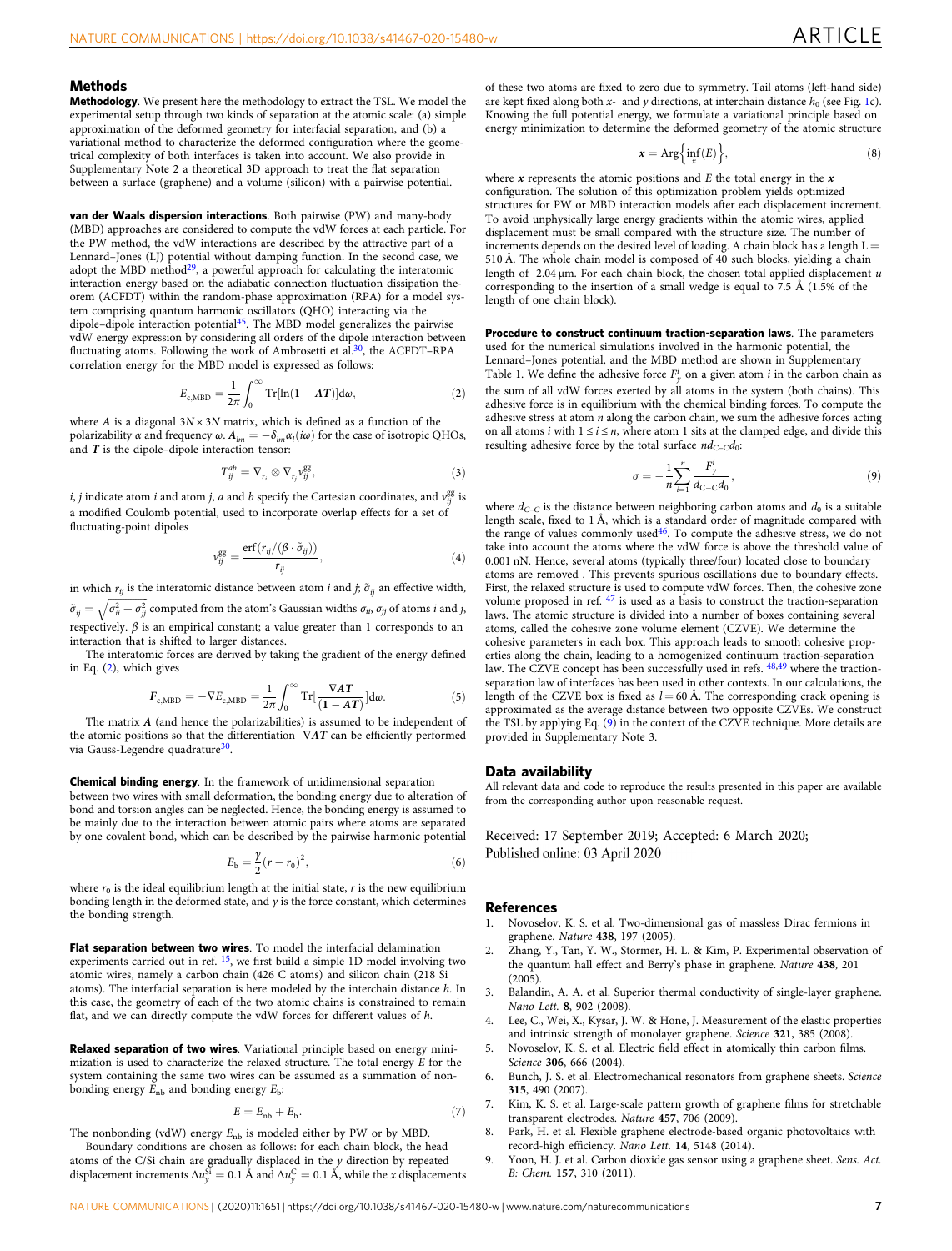## Methods

**Methodology**. We present here the methodology to extract the TSL. We model the experimental setup through two kinds of separation at the atomic scale: (a) simple approximation of the deformed geometry for interfacial separation, and (b) a variational method to characterize the deformed configuration where the geometrical complexity of both interfaces is taken into account. We also provide in Supplementary Note 2 a theoretical 3D approach to treat the flat separation between a surface (graphene) and a volume (silicon) with a pairwise potential.

**van der Waals dispersion interactions**. Both pairwise (PW) and many-body (MBD) approaches are considered to compute the vdW forces at each particle. For the PW method, the vdW interactions are described by the attractive part of a Lennard–Jones (LJ) potential without damping function. In the second case, we adopt the MBD method[29], a powerful approach for calculating the interatomic interaction energy based on the adiabatic connection fluctuation dissipation theorem (ACFDT) within the random-phase approximation (RPA) for a model system comprising quantum harmonic oscillators (QHO) interacting via the dipole–dipole interaction potential[45]. The MBD model generalizes the pairwise vdW energy expression by considering all orders of the dipole interaction between fluctuating atoms. Following the work of Ambrosetti et al.[30], the ACFDT–RPA correlation energy for the MBD model is expressed as follows:

$$E_{\mathrm{c,MBD}} = \frac{1}{2\pi}\int_0^{\infty} \mathrm{Tr}[\ln(\mathbf{1} - \boldsymbol{AT})]\mathrm{d}\omega, \tag{2}$$

where $\boldsymbol{A}$ is a diagonal $3N \times 3N$ matrix, which is defined as a function of the polarizability $\alpha$ and frequency $\omega$. $\boldsymbol{A}_{lm} = -\delta_{lm}\alpha_l(i\omega)$ for the case of isotropic QHOs, and $\boldsymbol{T}$ is the dipole–dipole interaction tensor:

$$T_{ij}^{ab} = \nabla_{r_i} \otimes \nabla_{r_j} v_{ij}^{gg}, \tag{3}$$

$i$, $j$ indicate atom $i$ and atom $j$, $a$ and $b$ specify the Cartesian coordinates, and $v_{ij}^{gg}$ is a modified Coulomb potential, used to incorporate overlap effects for a set of fluctuating-point dipoles

$$v_{ij}^{gg} = \frac{\mathrm{erf}(r_{ij}/(\beta \cdot \tilde{\sigma}_{ij}))}{r_{ij}}, \tag{4}$$

in which $r_{ij}$ is the interatomic distance between atom $i$ and $j$; $\tilde{\sigma}_{ij}$ an effective width, $\tilde{\sigma}_{ij} = \sqrt{\sigma_{ii}^2 + \sigma_{jj}^2}$ computed from the atom's Gaussian widths $\sigma_{ii}$, $\sigma_{jj}$ of atoms $i$ and $j$, respectively. $\beta$ is an empirical constant; a value greater than 1 corresponds to an interaction that is shifted to larger distances.

The interatomic forces are derived by taking the gradient of the energy defined in Eq. (2), which gives

$$\boldsymbol{F}_{\mathrm{c,MBD}} = -\nabla E_{\mathrm{c,MBD}} = \frac{1}{2\pi}\int_0^{\infty} \mathrm{Tr}\left[\frac{\nabla \boldsymbol{AT}}{(\mathbf{1} - \boldsymbol{AT})}\right]\mathrm{d}\omega. \tag{5}$$

The matrix $\boldsymbol{A}$ (and hence the polarizabilities) is assumed to be independent of the atomic positions so that the differentiation $\nabla \boldsymbol{AT}$ can be efficiently performed via Gauss-Legendre quadrature[30].

**Chemical binding energy**. In the framework of unidimensional separation between two wires with small deformation, the bonding energy due to alteration of bond and torsion angles can be neglected. Hence, the bonding energy is assumed to be mainly due to the interaction between atomic pairs where atoms are separated by one covalent bond, which can be described by the pairwise harmonic potential

$$E_{\mathrm{b}} = \frac{\gamma}{2}(r - r_0)^2, \tag{6}$$

where $r_0$ is the ideal equilibrium length at the initial state, $r$ is the new equilibrium bonding length in the deformed state, and $\gamma$ is the force constant, which determines the bonding strength.

**Flat separation between two wires**. To model the interfacial delamination experiments carried out in ref. [15], we first build a simple 1D model involving two atomic wires, namely a carbon chain (426 C atoms) and silicon chain (218 Si atoms). The interfacial separation is here modeled by the interchain distance $h$. In this case, the geometry of each of the two atomic chains is constrained to remain flat, and we can directly compute the vdW forces for different values of $h$.

**Relaxed separation of two wires**. Variational principle based on energy minimization is used to characterize the relaxed structure. The total energy $E$ for the system containing the same two wires can be assumed as a summation of nonbonding energy $E_{\mathrm{nb}}$ and bonding energy $E_{\mathrm{b}}$:

$$E = E_{\mathrm{nb}} + E_{\mathrm{b}}. \tag{7}$$

The nonbonding (vdW) energy $E_{\mathrm{nb}}$ is modeled either by PW or by MBD.

Boundary conditions are chosen as follows: for each chain block, the head atoms of the C/Si chain are gradually displaced in the $y$ direction by repeated displacement increments $\Delta u_y^{\mathrm{Si}} = 0.1$ Å and $\Delta u_y^{\mathrm{C}} = 0.1$ Å, while the $x$ displacements of these two atoms are fixed to zero due to symmetry. Tail atoms (left-hand side) are kept fixed along both $x$- and $y$ directions, at interchain distance $h_0$ (see Fig. 1c). Knowing the full potential energy, we formulate a variational principle based on energy minimization to determine the deformed geometry of the atomic structure

$$\boldsymbol{x} = \mathrm{Arg}\left\{\inf_{\boldsymbol{x}}(E)\right\}, \tag{8}$$

where $\boldsymbol{x}$ represents the atomic positions and $E$ the total energy in the $\boldsymbol{x}$ configuration. The solution of this optimization problem yields optimized structures for PW or MBD interaction models after each displacement increment. To avoid unphysically large energy gradients within the atomic wires, applied displacement must be small compared with the structure size. The number of increments depends on the desired level of loading. A chain block has a length L = 510 Å. The whole chain model is composed of 40 such blocks, yielding a chain length of 2.04 μm. For each chain block, the chosen total applied displacement $u$ corresponding to the insertion of a small wedge is equal to 7.5 Å (1.5% of the length of one chain block).

**Procedure to construct continuum traction-separation laws**. The parameters used for the numerical simulations involved in the harmonic potential, the Lennard–Jones potential, and the MBD method are shown in Supplementary Table 1. We define the adhesive force $F_y^i$ on a given atom $i$ in the carbon chain as the sum of all vdW forces exerted by all atoms in the system (both chains). This adhesive force is in equilibrium with the chemical binding forces. To compute the adhesive stress at atom $n$ along the carbon chain, we sum the adhesive forces acting on all atoms $i$ with $1 \le i \le n$, where atom 1 sits at the clamped edge, and divide this resulting adhesive force by the total surface $nd_{\mathrm{C-C}}d_0$:

$$\sigma = -\frac{1}{n}\sum_{i=1}^{n} \frac{F_y^i}{d_{\mathrm{C-C}}d_0}, \tag{9}$$

where $d_{C-C}$ is the distance between neighboring carbon atoms and $d_0$ is a suitable length scale, fixed to 1 Å, which is a standard order of magnitude compared with the range of values commonly used[46]. To compute the adhesive stress, we do not take into account the atoms where the vdW force is above the threshold value of 0.001 nN. Hence, several atoms (typically three/four) located close to boundary atoms are removed . This prevents spurious oscillations due to boundary effects. First, the relaxed structure is used to compute vdW forces. Then, the cohesive zone volume proposed in ref. [47] is used as a basis to construct the traction-separation laws. The atomic structure is divided into a number of boxes containing several atoms, called the cohesive zone volume element (CZVE). We determine the cohesive parameters in each box. This approach leads to smooth cohesive properties along the chain, leading to a homogenized continuum traction-separation law. The CZVE concept has been successfully used in refs. [48,49] where the traction-separation law of interfaces has been used in other contexts. In our calculations, the length of the CZVE box is fixed as $l = 60$ Å. The corresponding crack opening is approximated as the average distance between two opposite CZVEs. We construct the TSL by applying Eq. (9) in the context of the CZVE technique. More details are provided in Supplementary Note 3.

## Data availability

All relevant data and code to reproduce the results presented in this paper are available from the corresponding author upon reasonable request.

Received: 17 September 2019; Accepted: 6 March 2020;
Published online: 03 April 2020

## References

1. Novoselov, K. S. et al. Two-dimensional gas of massless Dirac fermions in graphene. *Nature* **438**, 197 (2005).
2. Zhang, Y., Tan, Y. W., Stormer, H. L. & Kim, P. Experimental observation of the quantum hall effect and Berry's phase in graphene. *Nature* **438**, 201 (2005).
3. Balandin, A. A. et al. Superior thermal conductivity of single-layer graphene. *Nano Lett.* **8**, 902 (2008).
4. Lee, C., Wei, X., Kysar, J. W. & Hone, J. Measurement of the elastic properties and intrinsic strength of monolayer graphene. *Science* **321**, 385 (2008).
5. Novoselov, K. S. et al. Electric field effect in atomically thin carbon films. *Science* **306**, 666 (2004).
6. Bunch, J. S. et al. Electromechanical resonators from graphene sheets. *Science* **315**, 490 (2007).
7. Kim, K. S. et al. Large-scale pattern growth of graphene films for stretchable transparent electrodes. *Nature* **457**, 706 (2009).
8. Park, H. et al. Flexible graphene electrode-based organic photovoltaics with record-high efficiency. *Nano Lett.* **14**, 5148 (2014).
9. Yoon, H. J. et al. Carbon dioxide gas sensor using a graphene sheet. *Sens. Act. B: Chem.* **157**, 310 (2011).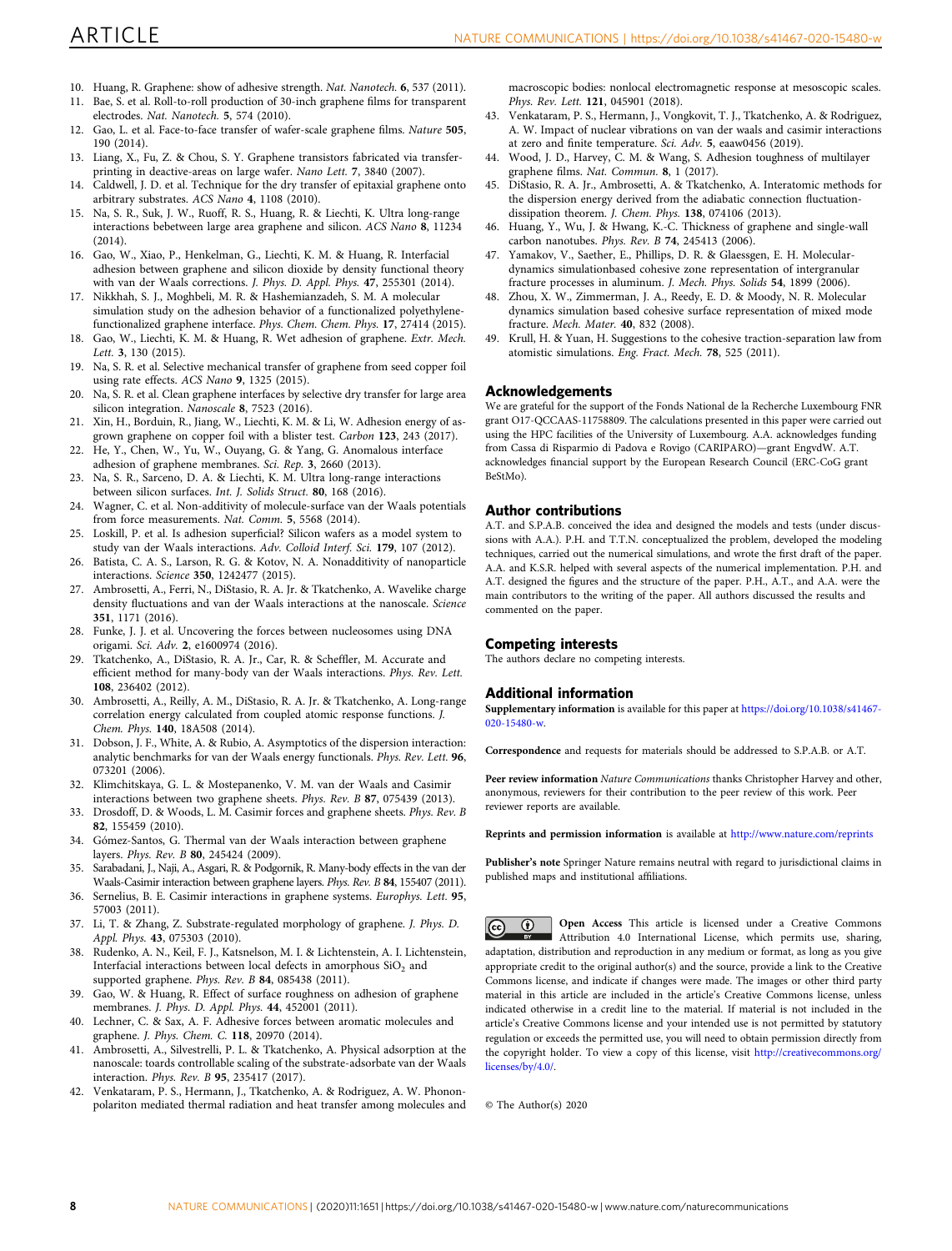10. Huang, R. Graphene: show of adhesive strength. *Nat. Nanotech.* **6**, 537 (2011).
11. Bae, S. et al. Roll-to-roll production of 30-inch graphene films for transparent electrodes. *Nat. Nanotech.* **5**, 574 (2010).
12. Gao, L. et al. Face-to-face transfer of wafer-scale graphene films. *Nature* **505**, 190 (2014).
13. Liang, X., Fu, Z. & Chou, S. Y. Graphene transistors fabricated via transfer-printing in deactive-areas on large wafer. *Nano Lett.* **7**, 3840 (2007).
14. Caldwell, J. D. et al. Technique for the dry transfer of epitaxial graphene onto arbitrary substrates. *ACS Nano* **4**, 1108 (2010).
15. Na, S. R., Suk, J. W., Ruoff, R. S., Huang, R. & Liechti, K. Ultra long-range interactions bebetween large area graphene and silicon. *ACS Nano* **8**, 11234 (2014).
16. Gao, W., Xiao, P., Henkelman, G., Liechti, K. M. & Huang, R. Interfacial adhesion between graphene and silicon dioxide by density functional theory with van der Waals corrections. *J. Phys. D. Appl. Phys.* **47**, 255301 (2014).
17. Nikkhah, S. J., Moghbeli, M. R. & Hashemianzadeh, S. M. A molecular simulation study on the adhesion behavior of a functionalized polyethylene-functionalized graphene interface. *Phys. Chem. Chem. Phys.* **17**, 27414 (2015).
18. Gao, W., Liechti, K. M. & Huang, R. Wet adhesion of graphene. *Extr. Mech. Lett.* **3**, 130 (2015).
19. Na, S. R. et al. Selective mechanical transfer of graphene from seed copper foil using rate effects. *ACS Nano* **9**, 1325 (2015).
20. Na, S. R. et al. Clean graphene interfaces by selective dry transfer for large area silicon integration. *Nanoscale* **8**, 7523 (2016).
21. Xin, H., Borduin, R., Jiang, W., Liechti, K. M. & Li, W. Adhesion energy of as-grown graphene on copper foil with a blister test. *Carbon* **123**, 243 (2017).
22. He, Y., Chen, W., Yu, W., Ouyang, G. & Yang, G. Anomalous interface adhesion of graphene membranes. *Sci. Rep.* **3**, 2660 (2013).
23. Na, S. R., Sarceno, D. A. & Liechti, K. M. Ultra long-range interactions between silicon surfaces. *Int. J. Solids Struct.* **80**, 168 (2016).
24. Wagner, C. et al. Non-additivity of molecule-surface van der Waals potentials from force measurements. *Nat. Comm.* **5**, 5568 (2014).
25. Loskill, P. et al. Is adhesion superficial? Silicon wafers as a model system to study van der Waals interactions. *Adv. Colloid Interf. Sci.* **179**, 107 (2012).
26. Batista, C. A. S., Larson, R. G. & Kotov, N. A. Nonadditivity of nanoparticle interactions. *Science* **350**, 1242477 (2015).
27. Ambrosetti, A., Ferri, N., DiStasio, R. A. Jr. & Tkatchenko, A. Wavelike charge density fluctuations and van der Waals interactions at the nanoscale. *Science* **351**, 1171 (2016).
28. Funke, J. J. et al. Uncovering the forces between nucleosomes using DNA origami. *Sci. Adv.* **2**, e1600974 (2016).
29. Tkatchenko, A., DiStasio, R. A. Jr., Car, R. & Scheffler, M. Accurate and efficient method for many-body van der Waals interactions. *Phys. Rev. Lett.* **108**, 236402 (2012).
30. Ambrosetti, A., Reilly, A. M., DiStasio, R. A. Jr. & Tkatchenko, A. Long-range correlation energy calculated from coupled atomic response functions. *J. Chem. Phys.* **140**, 18A508 (2014).
31. Dobson, J. F., White, A. & Rubio, A. Asymptotics of the dispersion interaction: analytic benchmarks for van der Waals energy functionals. *Phys. Rev. Lett.* **96**, 073201 (2006).
32. Klimchitskaya, G. L. & Mostepanenko, V. M. van der Waals and Casimir interactions between two graphene sheets. *Phys. Rev. B* **87**, 075439 (2013).
33. Drosdoff, D. & Woods, L. M. Casimir forces and graphene sheets. *Phys. Rev. B* **82**, 155459 (2010).
34. Gómez-Santos, G. Thermal van der Waals interaction between graphene layers. *Phys. Rev. B* **80**, 245424 (2009).
35. Sarabadani, J., Naji, A., Asgari, R. & Podgornik, R. Many-body effects in the van der Waals-Casimir interaction between graphene layers. *Phys. Rev. B* **84**, 155407 (2011).
36. Sernelius, B. E. Casimir interactions in graphene systems. *Europhys. Lett.* **95**, 57003 (2011).
37. Li, T. & Zhang, Z. Substrate-regulated morphology of graphene. *J. Phys. D. Appl. Phys.* **43**, 075303 (2010).
38. Rudenko, A. N., Keil, F. J., Katsnelson, M. I. & Lichtenstein, A. I. Lichtenstein, Interfacial interactions between local defects in amorphous $SiO_2$ and supported graphene. *Phys. Rev. B* **84**, 085438 (2011).
39. Gao, W. & Huang, R. Effect of surface roughness on adhesion of graphene membranes. *J. Phys. D. Appl. Phys.* **44**, 452001 (2011).
40. Lechner, C. & Sax, A. F. Adhesive forces between aromatic molecules and graphene. *J. Phys. Chem. C.* **118**, 20970 (2014).
41. Ambrosetti, A., Silvestrelli, P. L. & Tkatchenko, A. Physical adsorption at the nanoscale: toards controllable scaling of the substrate-adsorbate van der Waals interaction. *Phys. Rev. B* **95**, 235417 (2017).
42. Venkataram, P. S., Hermann, J., Tkatchenko, A. & Rodriguez, A. W. Phonon-polariton mediated thermal radiation and heat transfer among molecules and macroscopic bodies: nonlocal electromagnetic response at mesoscopic scales. *Phys. Rev. Lett.* **121**, 045901 (2018).
43. Venkataram, P. S., Hermann, J., Vongkovit, T. J., Tkatchenko, A. & Rodriguez, A. W. Impact of nuclear vibrations on van der waals and casimir interactions at zero and finite temperature. *Sci. Adv.* **5**, eaaw0456 (2019).
44. Wood, J. D., Harvey, C. M. & Wang, S. Adhesion toughness of multilayer graphene films. *Nat. Commun.* **8**, 1 (2017).
45. DiStasio, R. A. Jr., Ambrosetti, A. & Tkatchenko, A. Interatomic methods for the dispersion energy derived from the adiabatic connection fluctuation-dissipation theorem. *J. Chem. Phys.* **138**, 074106 (2013).
46. Huang, Y., Wu, J. & Hwang, K.-C. Thickness of graphene and single-wall carbon nanotubes. *Phys. Rev. B* **74**, 245413 (2006).
47. Yamakov, V., Saether, E., Phillips, D. R. & Glaessgen, E. H. Molecular-dynamics simulationbased cohesive zone representation of intergranular fracture processes in aluminum. *J. Mech. Phys. Solids* **54**, 1899 (2006).
48. Zhou, X. W., Zimmerman, J. A., Reedy, E. D. & Moody, N. R. Molecular dynamics simulation based cohesive surface representation of mixed mode fracture. *Mech. Mater.* **40**, 832 (2008).
49. Krull, H. & Yuan, H. Suggestions to the cohesive traction-separation law from atomistic simulations. *Eng. Fract. Mech.* **78**, 525 (2011).

## Acknowledgements

We are grateful for the support of the Fonds National de la Recherche Luxembourg FNR grant O17-QCCAAS-11758809. The calculations presented in this paper were carried out using the HPC facilities of the University of Luxembourg. A.A. acknowledges funding from Cassa di Risparmio di Padova e Rovigo (CARIPARO)—grant EngvdW. A.T. acknowledges financial support by the European Research Council (ERC-CoG grant BeStMo).

## Author contributions

A.T. and S.P.A.B. conceived the idea and designed the models and tests (under discussions with A.A.). P.H. and T.T.N. conceptualized the problem, developed the modeling techniques, carried out the numerical simulations, and wrote the first draft of the paper. A.A. and K.S.R. helped with several aspects of the numerical implementation. P.H. and A.T. designed the figures and the structure of the paper. P.H., A.T., and A.A. were the main contributors to the writing of the paper. All authors discussed the results and commented on the paper.

## Competing interests

The authors declare no competing interests.

## Additional information

**Supplementary information** is available for this paper at https://doi.org/10.1038/s41467-020-15480-w.

**Correspondence** and requests for materials should be addressed to S.P.A.B. or A.T.

**Peer review information** *Nature Communications* thanks Christopher Harvey and other, anonymous, reviewers for their contribution to the peer review of this work. Peer reviewer reports are available.

**Reprints and permission information** is available at http://www.nature.com/reprints

**Publisher's note** Springer Nature remains neutral with regard to jurisdictional claims in published maps and institutional affiliations.

**Open Access** This article is licensed under a Creative Commons Attribution 4.0 International License, which permits use, sharing, adaptation, distribution and reproduction in any medium or format, as long as you give appropriate credit to the original author(s) and the source, provide a link to the Creative Commons license, and indicate if changes were made. The images or other third party material in this article are included in the article's Creative Commons license, unless indicated otherwise in a credit line to the material. If material is not included in the article's Creative Commons license and your intended use is not permitted by statutory regulation or exceeds the permitted use, you will need to obtain permission directly from the copyright holder. To view a copy of this license, visit http://creativecommons.org/licenses/by/4.0/.

© The Author(s) 2020